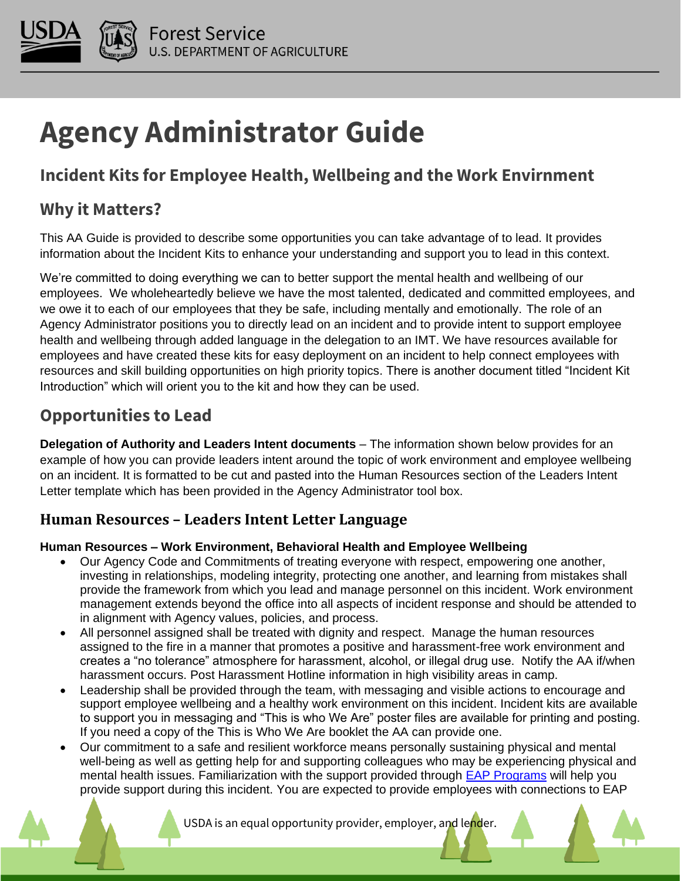# Agency Administrator Guide

## Incident Kits for Employee Health, Wellbeing and the Work Envirnment

## Why it Matters?

This AA Guide is provided to describe some opportunities you can take advantage of to lead. It provides information about the Incident Kits to enhance your understanding and support you to lead in this context.

We're committed to doing everything we can to better support the mental health and wellbeing of our employees. We wholeheartedly believe we have the most talented, dedicated and committed employees, and we owe it to each of our employees that they be safe, including mentally and emotionally. The role of an Agency Administrator positions you to directly lead on an incident and to provide intent to support employee health and wellbeing through added language in the delegation to an IMT. We have resources available for employees and have created these kits for easy deployment on an incident to help connect employees with resources and skill building opportunities on high priority topics. There is another document titled "Incident Kit Introduction" which will orient you to the kit and how they can be used.

## Opportunities to Lead

**Delegation of Authority and Leaders Intent documents** – The information shown below provides for an example of how you can provide leaders intent around the topic of work environment and employee wellbeing on an incident. It is formatted to be cut and pasted into the Human Resources section of the Leaders Intent Letter template which has been provided in the Agency Administrator tool box.

### Human Resources – Leaders Intent Letter Language

**Human Resources – Work Environment, Behavioral Health and Employee Wellbeing**

- Our Agency Code and Commitments of treating everyone with respect, empowering one another, investing in relationships, modeling integrity, protecting one another, and learning from mistakes shall provide the framework from which you lead and manage personnel on this incident. Work environment management extends beyond the office into all aspects of incident response and should be attended to in alignment with Agency values, policies, and process.
- All personnel assigned shall be treated with dignity and respect. Manage the human resources assigned to the fire in a manner that promotes a positive and harassment-free work environment and creates a "no tolerance" atmosphere for harassment, alcohol, or illegal drug use. Notify the AA if/when harassment occurs. Post Harassment Hotline information in high visibility areas in camp.
- Leadership shall be provided through the team, with messaging and visible actions to encourage and support employee wellbeing and a healthy work environment on this incident. Incident kits are available to support you in messaging and "This is who We Are" poster files are available for printing and posting. If you need a copy of the This is Who We Are booklet the AA can provide one.
- Our commitment to a safe and resilient workforce means personally sustaining physical and mental well-being as well as getting help for and supporting colleagues who may be experiencing physical and mental health issues. Familiarization with the support provided through [EAP Programs]() will help you provide support during this incident. You are expected to provide employees with connections to EAP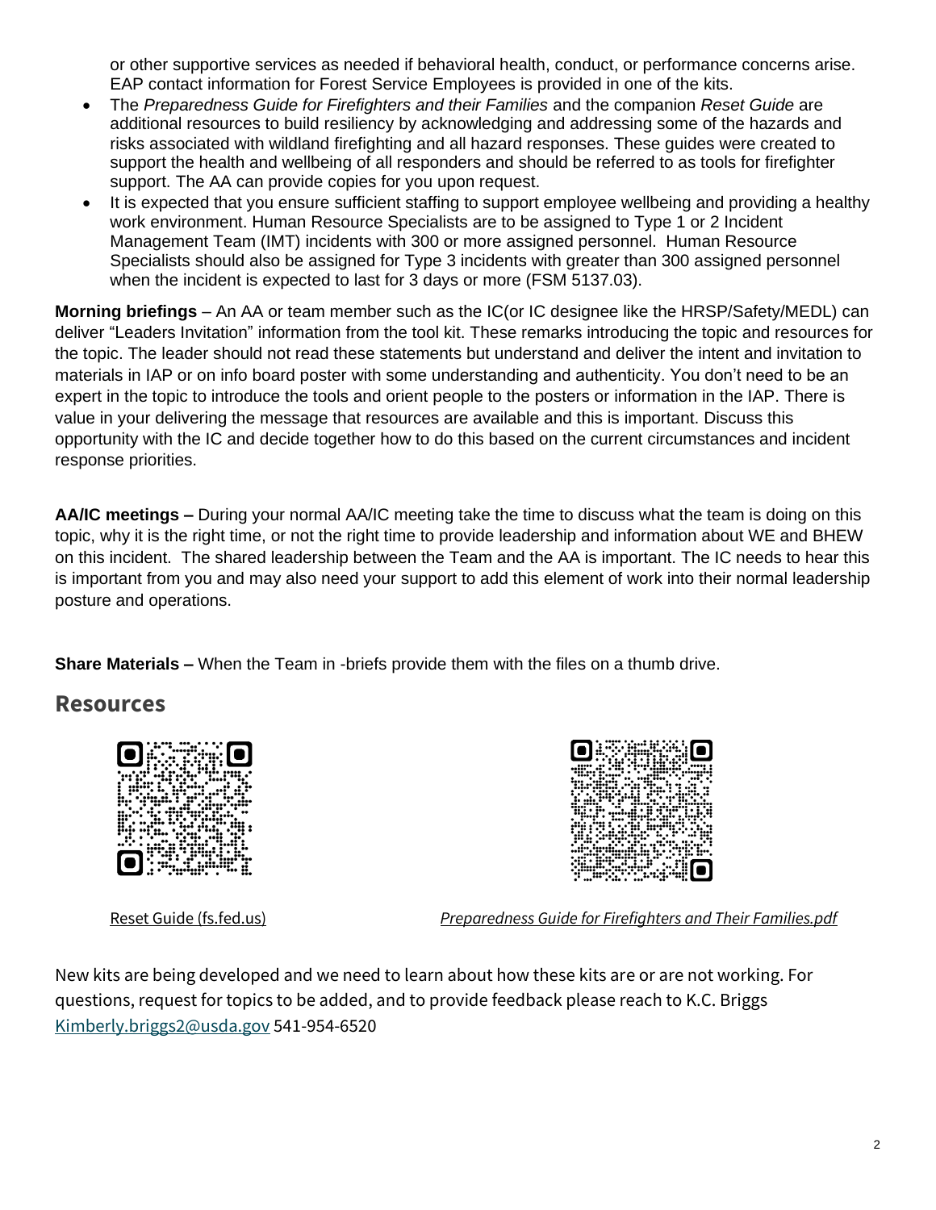or other supportive services as needed if behavioral health, conduct, or performance concerns arise. EAP contact information for Forest Service Employees is provided in one of the kits.

- The *Preparedness Guide for Firefighters and their Families* and the companion *Reset Guide* are additional resources to build resiliency by acknowledging and addressing some of the hazards and risks associated with wildland firefighting and all hazard responses. These guides were created to support the health and wellbeing of all responders and should be referred to as tools for firefighter support. The AA can provide copies for you upon request.
- It is expected that you ensure sufficient staffing to support employee wellbeing and providing a healthy work environment. Human Resource Specialists are to be assigned to Type 1 or 2 Incident Management Team (IMT) incidents with 300 or more assigned personnel. Human Resource Specialists should also be assigned for Type 3 incidents with greater than 300 assigned personnel when the incident is expected to last for 3 days or more (FSM 5137.03).

**Morning briefings** – An AA or team member such as the IC(or IC designee like the HRSP/Safety/MEDL) can deliver "Leaders Invitation" information from the tool kit. These remarks introducing the topic and resources for the topic. The leader should not read these statements but understand and deliver the intent and invitation to materials in IAP or on info board poster with some understanding and authenticity. You don't need to be an expert in the topic to introduce the tools and orient people to the posters or information in the IAP. There is value in your delivering the message that resources are available and this is important. Discuss this opportunity with the IC and decide together how to do this based on the current circumstances and incident response priorities.

**AA/IC meetings –** During your normal AA/IC meeting take the time to discuss what the team is doing on this topic, why it is the right time, or not the right time to provide leadership and information about WE and BHEW on this incident. The shared leadership between the Team and the AA is important. The IC needs to hear this is important from you and may also need your support to add this element of work into their normal leadership posture and operations.

**Share Materials –** When the Team in -briefs provide them with the files on a thumb drive.

## Resources

Reset Guide (fs.fed.us)

*Preparedness Guide for Firefighters and Their Families.pdf*

New kits are being developed and we need to learn about how these kits are or are not working. For questions, request for topics to be added, and to provide feedback please reach to K.C. Briggs Kimberly.briggs2@usda.gov 541-954-6520